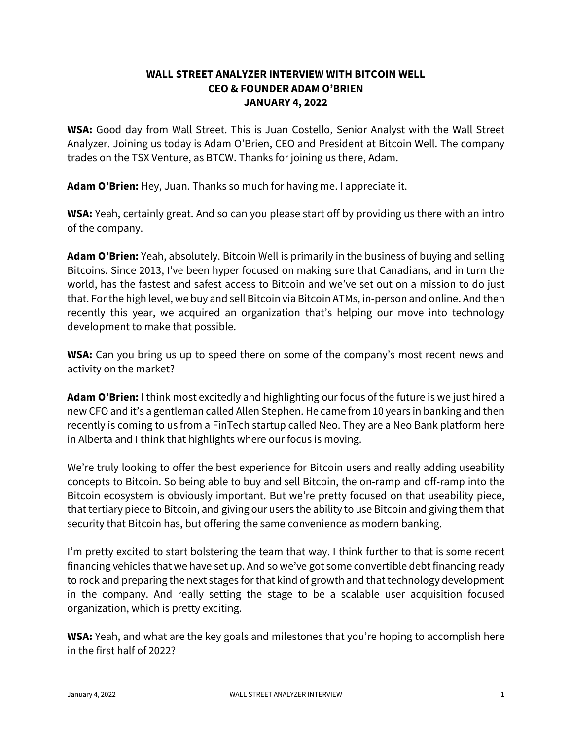**WALL STREET ANALYZER INTERVIEW WITH BITCOIN WELL**
**CEO & FOUNDER ADAM O'BRIEN**
**JANUARY 4, 2022**

**WSA:** Good day from Wall Street. This is Juan Costello, Senior Analyst with the Wall Street Analyzer. Joining us today is Adam O'Brien, CEO and President at Bitcoin Well. The company trades on the TSX Venture, as BTCW. Thanks for joining us there, Adam.

**Adam O'Brien:** Hey, Juan. Thanks so much for having me. I appreciate it.

**WSA:** Yeah, certainly great. And so can you please start off by providing us there with an intro of the company.

**Adam O'Brien:** Yeah, absolutely. Bitcoin Well is primarily in the business of buying and selling Bitcoins. Since 2013, I've been hyper focused on making sure that Canadians, and in turn the world, has the fastest and safest access to Bitcoin and we've set out on a mission to do just that. For the high level, we buy and sell Bitcoin via Bitcoin ATMs, in-person and online. And then recently this year, we acquired an organization that's helping our move into technology development to make that possible.

**WSA:** Can you bring us up to speed there on some of the company's most recent news and activity on the market?

**Adam O'Brien:** I think most excitedly and highlighting our focus of the future is we just hired a new CFO and it's a gentleman called Allen Stephen. He came from 10 years in banking and then recently is coming to us from a FinTech startup called Neo. They are a Neo Bank platform here in Alberta and I think that highlights where our focus is moving.

We're truly looking to offer the best experience for Bitcoin users and really adding useability concepts to Bitcoin. So being able to buy and sell Bitcoin, the on-ramp and off-ramp into the Bitcoin ecosystem is obviously important. But we're pretty focused on that useability piece, that tertiary piece to Bitcoin, and giving our users the ability to use Bitcoin and giving them that security that Bitcoin has, but offering the same convenience as modern banking.

I'm pretty excited to start bolstering the team that way. I think further to that is some recent financing vehicles that we have set up. And so we've got some convertible debt financing ready to rock and preparing the next stages for that kind of growth and that technology development in the company. And really setting the stage to be a scalable user acquisition focused organization, which is pretty exciting.

**WSA:** Yeah, and what are the key goals and milestones that you're hoping to accomplish here in the first half of 2022?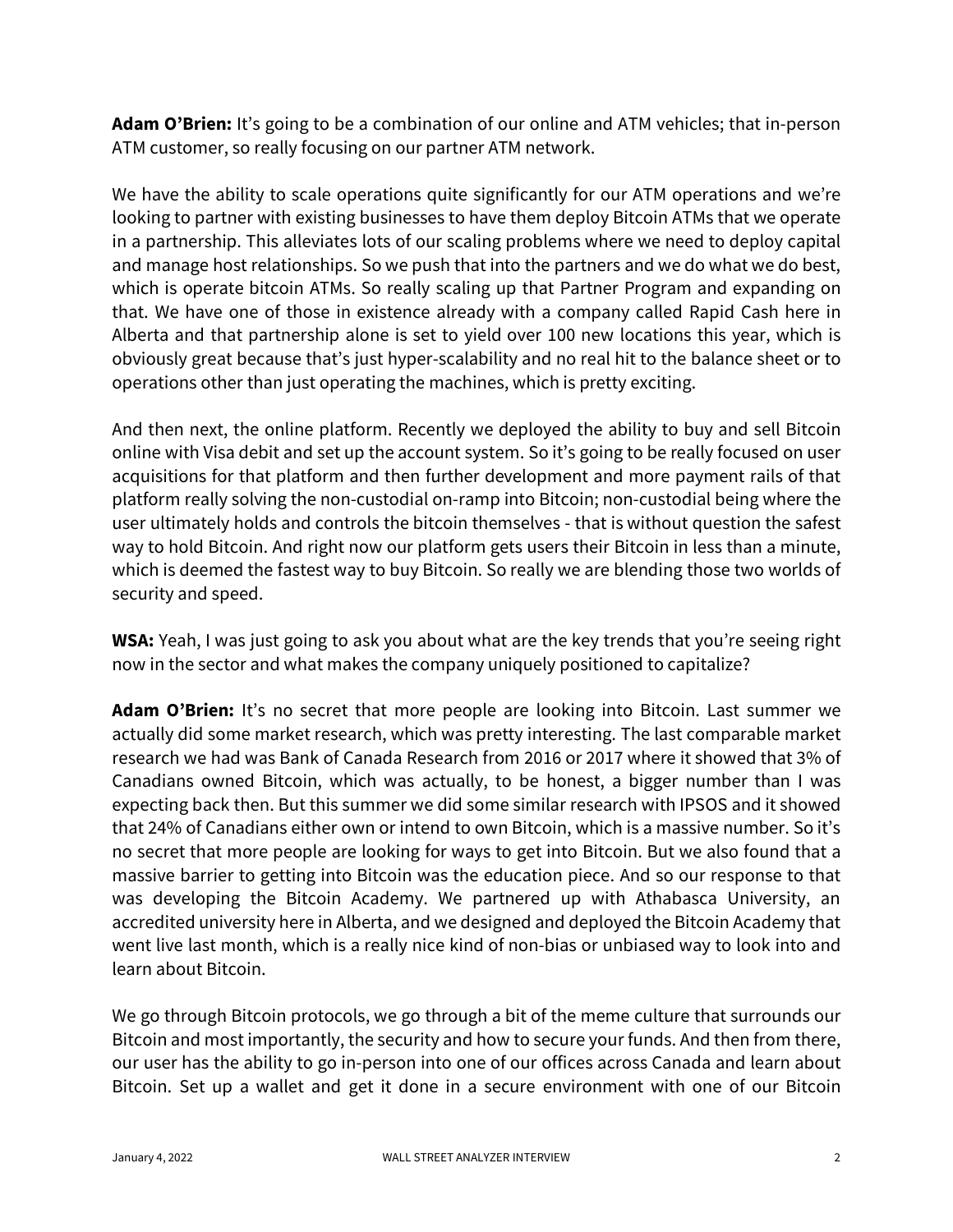**Adam O'Brien:** It's going to be a combination of our online and ATM vehicles; that in-person ATM customer, so really focusing on our partner ATM network.

We have the ability to scale operations quite significantly for our ATM operations and we're looking to partner with existing businesses to have them deploy Bitcoin ATMs that we operate in a partnership. This alleviates lots of our scaling problems where we need to deploy capital and manage host relationships. So we push that into the partners and we do what we do best, which is operate bitcoin ATMs. So really scaling up that Partner Program and expanding on that. We have one of those in existence already with a company called Rapid Cash here in Alberta and that partnership alone is set to yield over 100 new locations this year, which is obviously great because that's just hyper-scalability and no real hit to the balance sheet or to operations other than just operating the machines, which is pretty exciting.

And then next, the online platform. Recently we deployed the ability to buy and sell Bitcoin online with Visa debit and set up the account system. So it's going to be really focused on user acquisitions for that platform and then further development and more payment rails of that platform really solving the non-custodial on-ramp into Bitcoin; non-custodial being where the user ultimately holds and controls the bitcoin themselves - that is without question the safest way to hold Bitcoin. And right now our platform gets users their Bitcoin in less than a minute, which is deemed the fastest way to buy Bitcoin. So really we are blending those two worlds of security and speed.

**WSA:** Yeah, I was just going to ask you about what are the key trends that you're seeing right now in the sector and what makes the company uniquely positioned to capitalize?

**Adam O'Brien:** It's no secret that more people are looking into Bitcoin. Last summer we actually did some market research, which was pretty interesting. The last comparable market research we had was Bank of Canada Research from 2016 or 2017 where it showed that 3% of Canadians owned Bitcoin, which was actually, to be honest, a bigger number than I was expecting back then. But this summer we did some similar research with IPSOS and it showed that 24% of Canadians either own or intend to own Bitcoin, which is a massive number. So it's no secret that more people are looking for ways to get into Bitcoin. But we also found that a massive barrier to getting into Bitcoin was the education piece. And so our response to that was developing the Bitcoin Academy. We partnered up with Athabasca University, an accredited university here in Alberta, and we designed and deployed the Bitcoin Academy that went live last month, which is a really nice kind of non-bias or unbiased way to look into and learn about Bitcoin.

We go through Bitcoin protocols, we go through a bit of the meme culture that surrounds our Bitcoin and most importantly, the security and how to secure your funds. And then from there, our user has the ability to go in-person into one of our offices across Canada and learn about Bitcoin. Set up a wallet and get it done in a secure environment with one of our Bitcoin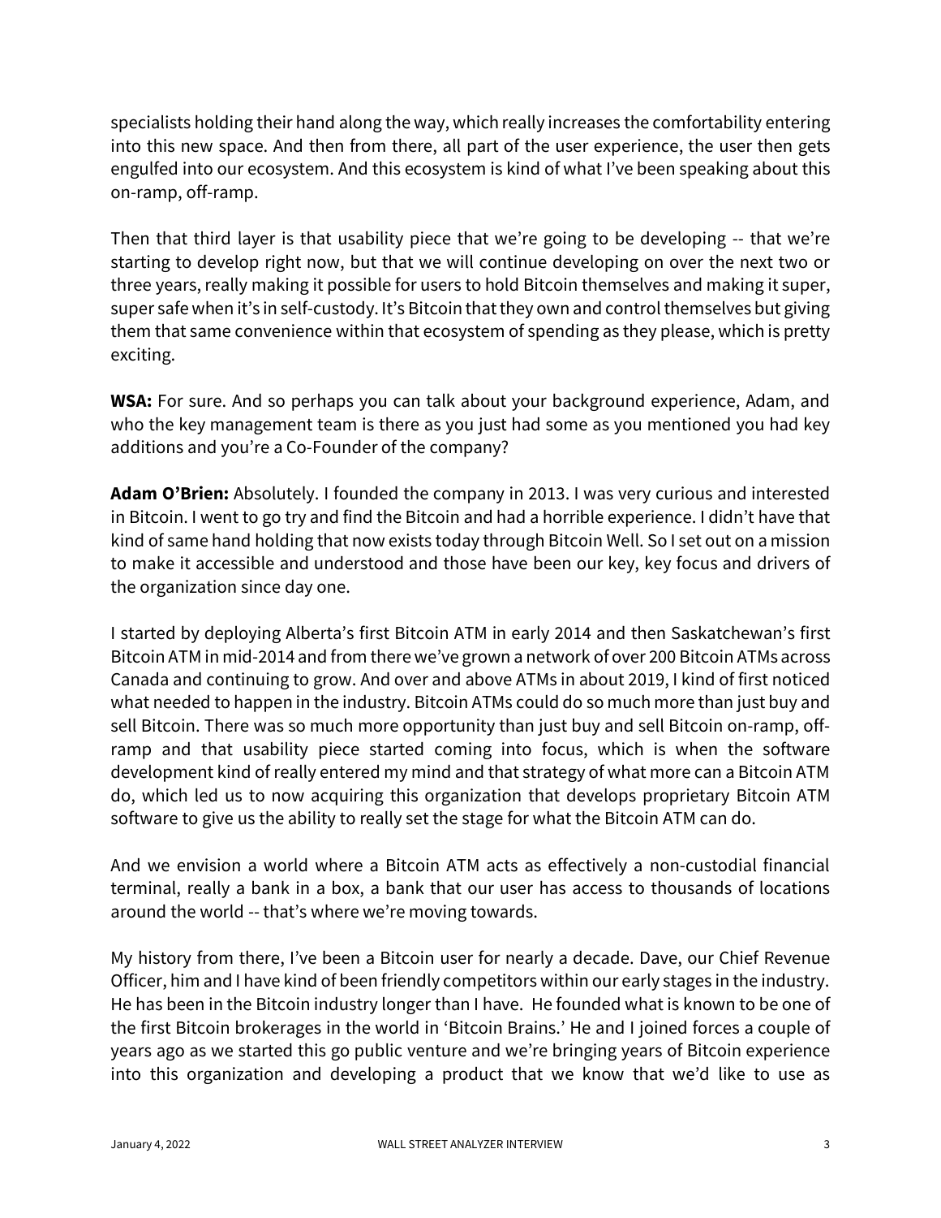specialists holding their hand along the way, which really increases the comfortability entering into this new space. And then from there, all part of the user experience, the user then gets engulfed into our ecosystem. And this ecosystem is kind of what I've been speaking about this on-ramp, off-ramp.

Then that third layer is that usability piece that we're going to be developing -- that we're starting to develop right now, but that we will continue developing on over the next two or three years, really making it possible for users to hold Bitcoin themselves and making it super, super safe when it's in self-custody. It's Bitcoin that they own and control themselves but giving them that same convenience within that ecosystem of spending as they please, which is pretty exciting.

**WSA:** For sure. And so perhaps you can talk about your background experience, Adam, and who the key management team is there as you just had some as you mentioned you had key additions and you're a Co-Founder of the company?

**Adam O'Brien:** Absolutely. I founded the company in 2013. I was very curious and interested in Bitcoin. I went to go try and find the Bitcoin and had a horrible experience. I didn't have that kind of same hand holding that now exists today through Bitcoin Well. So I set out on a mission to make it accessible and understood and those have been our key, key focus and drivers of the organization since day one.

I started by deploying Alberta's first Bitcoin ATM in early 2014 and then Saskatchewan's first Bitcoin ATM in mid-2014 and from there we've grown a network of over 200 Bitcoin ATMs across Canada and continuing to grow. And over and above ATMs in about 2019, I kind of first noticed what needed to happen in the industry. Bitcoin ATMs could do so much more than just buy and sell Bitcoin. There was so much more opportunity than just buy and sell Bitcoin on-ramp, off-ramp and that usability piece started coming into focus, which is when the software development kind of really entered my mind and that strategy of what more can a Bitcoin ATM do, which led us to now acquiring this organization that develops proprietary Bitcoin ATM software to give us the ability to really set the stage for what the Bitcoin ATM can do.

And we envision a world where a Bitcoin ATM acts as effectively a non-custodial financial terminal, really a bank in a box, a bank that our user has access to thousands of locations around the world -- that's where we're moving towards.

My history from there, I've been a Bitcoin user for nearly a decade. Dave, our Chief Revenue Officer, him and I have kind of been friendly competitors within our early stages in the industry. He has been in the Bitcoin industry longer than I have. He founded what is known to be one of the first Bitcoin brokerages in the world in 'Bitcoin Brains.' He and I joined forces a couple of years ago as we started this go public venture and we're bringing years of Bitcoin experience into this organization and developing a product that we know that we'd like to use as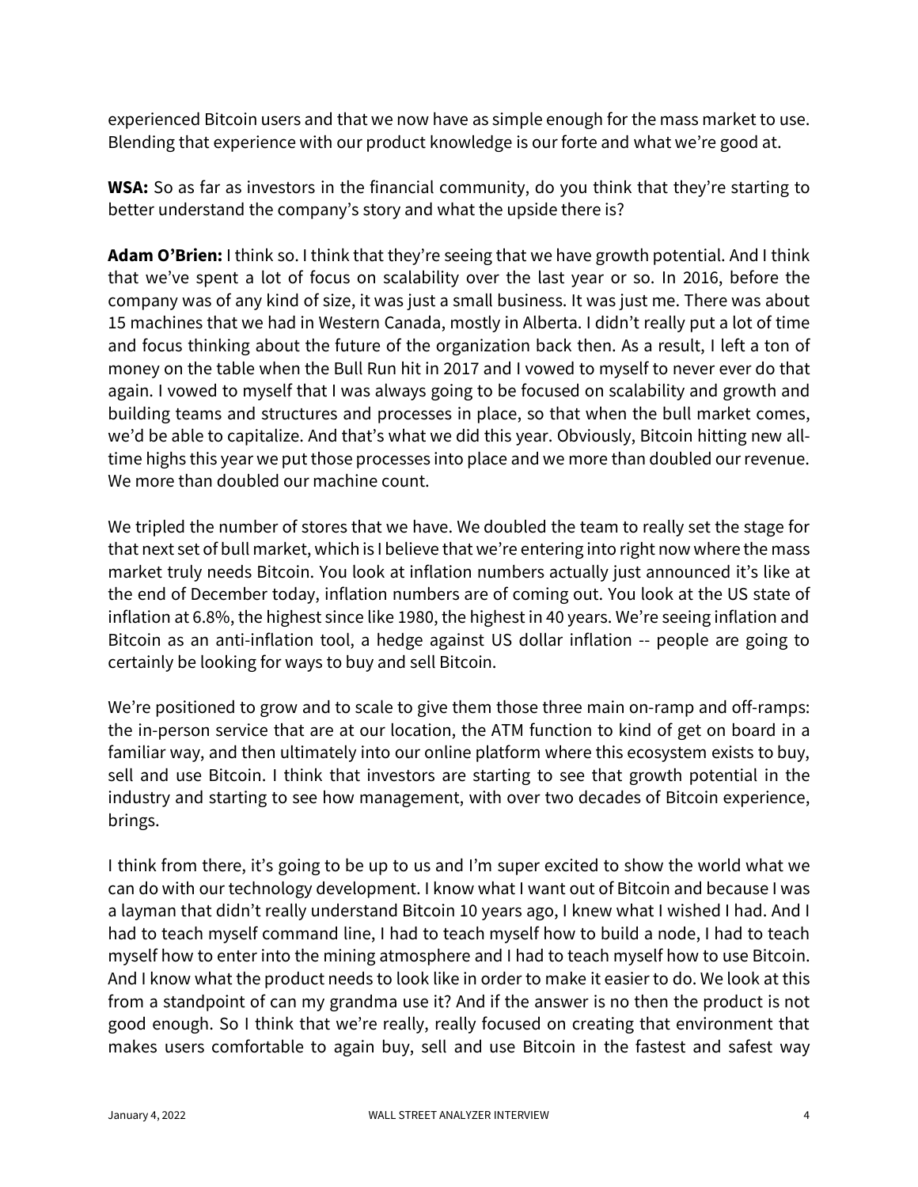experienced Bitcoin users and that we now have as simple enough for the mass market to use. Blending that experience with our product knowledge is our forte and what we're good at.

**WSA:** So as far as investors in the financial community, do you think that they're starting to better understand the company's story and what the upside there is?

**Adam O'Brien:** I think so. I think that they're seeing that we have growth potential. And I think that we've spent a lot of focus on scalability over the last year or so. In 2016, before the company was of any kind of size, it was just a small business. It was just me. There was about 15 machines that we had in Western Canada, mostly in Alberta. I didn't really put a lot of time and focus thinking about the future of the organization back then. As a result, I left a ton of money on the table when the Bull Run hit in 2017 and I vowed to myself to never ever do that again. I vowed to myself that I was always going to be focused on scalability and growth and building teams and structures and processes in place, so that when the bull market comes, we'd be able to capitalize. And that's what we did this year. Obviously, Bitcoin hitting new all-time highs this year we put those processes into place and we more than doubled our revenue. We more than doubled our machine count.

We tripled the number of stores that we have. We doubled the team to really set the stage for that next set of bull market, which is I believe that we're entering into right now where the mass market truly needs Bitcoin. You look at inflation numbers actually just announced it's like at the end of December today, inflation numbers are of coming out. You look at the US state of inflation at 6.8%, the highest since like 1980, the highest in 40 years. We're seeing inflation and Bitcoin as an anti-inflation tool, a hedge against US dollar inflation -- people are going to certainly be looking for ways to buy and sell Bitcoin.

We're positioned to grow and to scale to give them those three main on-ramp and off-ramps: the in-person service that are at our location, the ATM function to kind of get on board in a familiar way, and then ultimately into our online platform where this ecosystem exists to buy, sell and use Bitcoin. I think that investors are starting to see that growth potential in the industry and starting to see how management, with over two decades of Bitcoin experience, brings.

I think from there, it's going to be up to us and I'm super excited to show the world what we can do with our technology development. I know what I want out of Bitcoin and because I was a layman that didn't really understand Bitcoin 10 years ago, I knew what I wished I had. And I had to teach myself command line, I had to teach myself how to build a node, I had to teach myself how to enter into the mining atmosphere and I had to teach myself how to use Bitcoin. And I know what the product needs to look like in order to make it easier to do. We look at this from a standpoint of can my grandma use it? And if the answer is no then the product is not good enough. So I think that we're really, really focused on creating that environment that makes users comfortable to again buy, sell and use Bitcoin in the fastest and safest way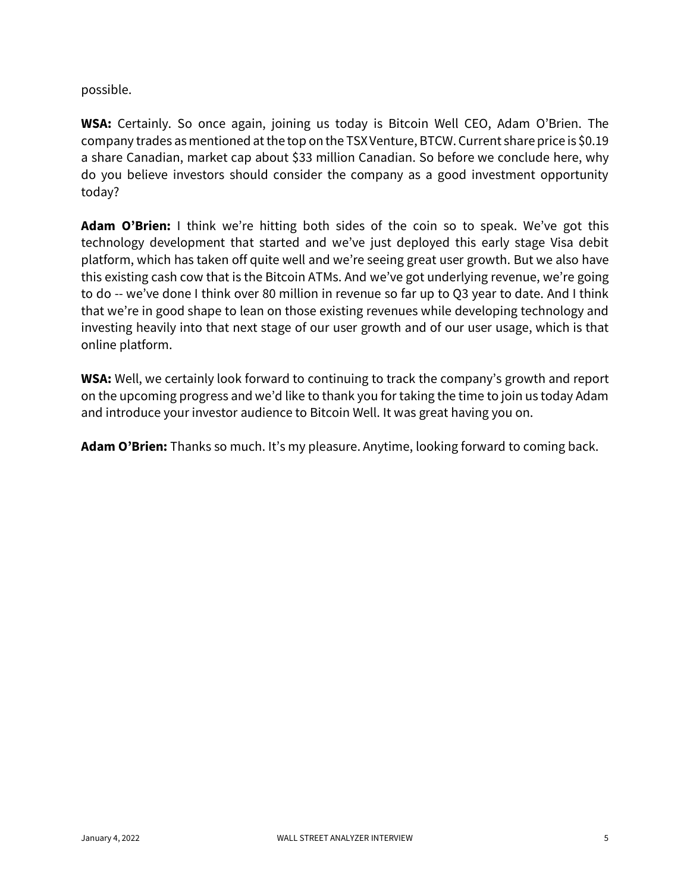possible.

**WSA:** Certainly. So once again, joining us today is Bitcoin Well CEO, Adam O'Brien. The company trades as mentioned at the top on the TSX Venture, BTCW. Current share price is $0.19 a share Canadian, market cap about $33 million Canadian. So before we conclude here, why do you believe investors should consider the company as a good investment opportunity today?

**Adam O'Brien:** I think we're hitting both sides of the coin so to speak. We've got this technology development that started and we've just deployed this early stage Visa debit platform, which has taken off quite well and we're seeing great user growth. But we also have this existing cash cow that is the Bitcoin ATMs. And we've got underlying revenue, we're going to do -- we've done I think over 80 million in revenue so far up to Q3 year to date. And I think that we're in good shape to lean on those existing revenues while developing technology and investing heavily into that next stage of our user growth and of our user usage, which is that online platform.

**WSA:** Well, we certainly look forward to continuing to track the company's growth and report on the upcoming progress and we'd like to thank you for taking the time to join us today Adam and introduce your investor audience to Bitcoin Well. It was great having you on.

**Adam O'Brien:** Thanks so much. It's my pleasure. Anytime, looking forward to coming back.